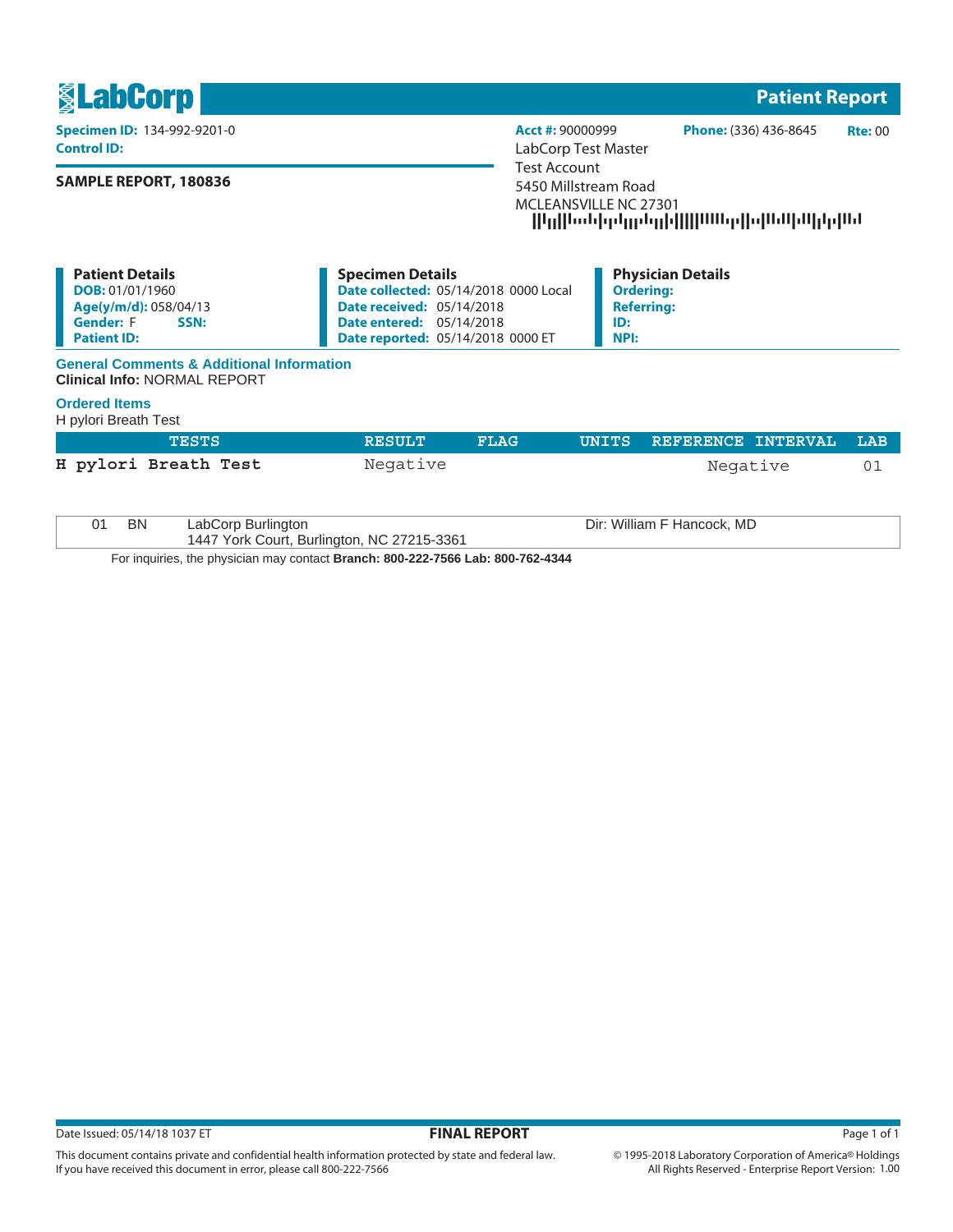# LabCorp

## Patient Report

**Specimen ID:** 134-992-9201-0
**Control ID:**

**SAMPLE REPORT, 180836**

**Acct #:** 90000999 **Phone:** (336) 436-8645 **Rte:** 00
LabCorp Test Master
Test Account
5450 Millstream Road
MCLEANSVILLE NC 27301

**Patient Details**
**DOB:** 01/01/1960
**Age(y/m/d):** 058/04/13
**Gender:** F **SSN:**
**Patient ID:**

**Specimen Details**
**Date collected:** 05/14/2018 0000 Local
**Date received:** 05/14/2018
**Date entered:** 05/14/2018
**Date reported:** 05/14/2018 0000 ET

**Physician Details**
**Ordering:**
**Referring:**
**ID:**
**NPI:**

### General Comments & Additional Information

**Clinical Info:** NORMAL REPORT

### Ordered Items

H pylori Breath Test

| TESTS | RESULT | FLAG | UNITS | REFERENCE INTERVAL | LAB |
|---|---|---|---|---|---|
| **H pylori Breath Test** | Negative | | | Negative | 01 |

| | | | |
|---|---|---|---|
| 01 | BN | LabCorp Burlington<br>1447 York Court, Burlington, NC 27215-3361 | Dir: William F Hancock, MD |

For inquiries, the physician may contact **Branch: 800-222-7566 Lab: 800-762-4344**

Date Issued: 05/14/18 1037 ET **FINAL REPORT**

This document contains private and confidential health information protected by state and federal law.
If you have received this document in error, please call 800-222-7566

© 1995-2018 Laboratory Corporation of America® Holdings
All Rights Reserved - Enterprise Report Version: 1.00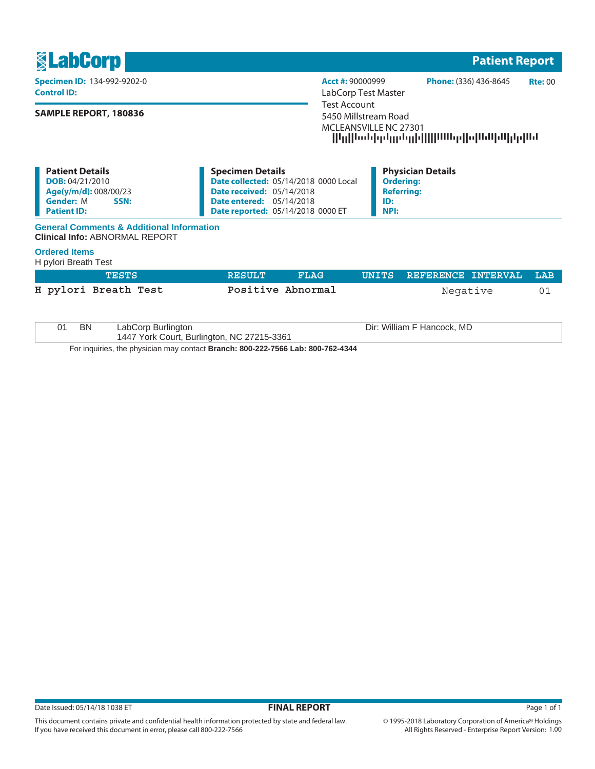# LabCorp

**Patient Report**

**Specimen ID:** 134-992-9202-0
**Control ID:**

**SAMPLE REPORT, 180836**

**Acct #:** 90000999 **Phone:** (336) 436-8645 **Rte:** 00

LabCorp Test Master
Test Account
5450 Millstream Road
MCLEANSVILLE NC 27301

| Patient Details | Specimen Details | Physician Details |
|---|---|---|
| **DOB:** 04/21/2010 | **Date collected:** 05/14/2018 0000 Local | **Ordering:** |
| **Age(y/m/d):** 008/00/23 | **Date received:** 05/14/2018 | **Referring:** |
| **Gender:** M **SSN:** | **Date entered:** 05/14/2018 | **ID:** |
| **Patient ID:** | **Date reported:** 05/14/2018 0000 ET | **NPI:** |

### General Comments & Additional Information

**Clinical Info:** ABNORMAL REPORT

### Ordered Items

H pylori Breath Test

| TESTS | RESULT | FLAG | UNITS | REFERENCE INTERVAL | LAB |
|---|---|---|---|---|---|
| **H pylori Breath Test** | **Positive** | **Abnormal** | | Negative | 01 |

| | | | |
|---|---|---|---|
| 01 | BN | LabCorp Burlington<br>1447 York Court, Burlington, NC 27215-3361 | Dir: William F Hancock, MD |

For inquiries, the physician may contact **Branch: 800-222-7566 Lab: 800-762-4344**

Date Issued: 05/14/18 1038 ET

**FINAL REPORT**

This document contains private and confidential health information protected by state and federal law.
If you have received this document in error, please call 800-222-7566

© 1995-2018 Laboratory Corporation of America® Holdings
All Rights Reserved - Enterprise Report Version: 1.00